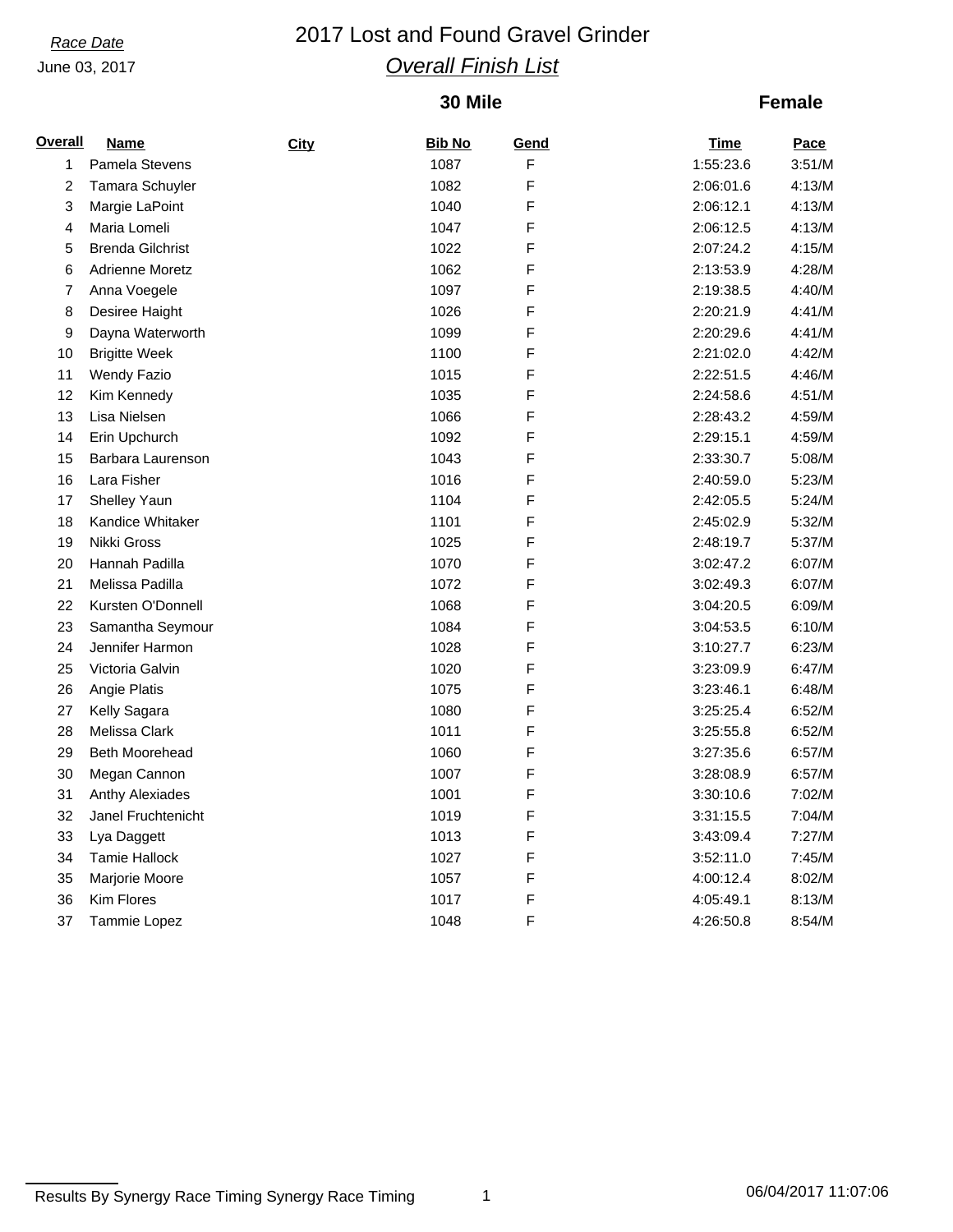*Race Date*

June 03, 2017

# 2017 Lost and Found Gravel Grinder

## *Overall Finish List*

### 30 Mile

### Female

| Overall | Name | City | Bib No | Gend | Time | Pace |
|---|---|---|---|---|---|---|
| 1 | Pamela Stevens | | 1087 | F | 1:55:23.6 | 3:51/M |
| 2 | Tamara Schuyler | | 1082 | F | 2:06:01.6 | 4:13/M |
| 3 | Margie LaPoint | | 1040 | F | 2:06:12.1 | 4:13/M |
| 4 | Maria Lomeli | | 1047 | F | 2:06:12.5 | 4:13/M |
| 5 | Brenda Gilchrist | | 1022 | F | 2:07:24.2 | 4:15/M |
| 6 | Adrienne Moretz | | 1062 | F | 2:13:53.9 | 4:28/M |
| 7 | Anna Voegele | | 1097 | F | 2:19:38.5 | 4:40/M |
| 8 | Desiree Haight | | 1026 | F | 2:20:21.9 | 4:41/M |
| 9 | Dayna Waterworth | | 1099 | F | 2:20:29.6 | 4:41/M |
| 10 | Brigitte Week | | 1100 | F | 2:21:02.0 | 4:42/M |
| 11 | Wendy Fazio | | 1015 | F | 2:22:51.5 | 4:46/M |
| 12 | Kim Kennedy | | 1035 | F | 2:24:58.6 | 4:51/M |
| 13 | Lisa Nielsen | | 1066 | F | 2:28:43.2 | 4:59/M |
| 14 | Erin Upchurch | | 1092 | F | 2:29:15.1 | 4:59/M |
| 15 | Barbara Laurenson | | 1043 | F | 2:33:30.7 | 5:08/M |
| 16 | Lara Fisher | | 1016 | F | 2:40:59.0 | 5:23/M |
| 17 | Shelley Yaun | | 1104 | F | 2:42:05.5 | 5:24/M |
| 18 | Kandice Whitaker | | 1101 | F | 2:45:02.9 | 5:32/M |
| 19 | Nikki Gross | | 1025 | F | 2:48:19.7 | 5:37/M |
| 20 | Hannah Padilla | | 1070 | F | 3:02:47.2 | 6:07/M |
| 21 | Melissa Padilla | | 1072 | F | 3:02:49.3 | 6:07/M |
| 22 | Kursten O'Donnell | | 1068 | F | 3:04:20.5 | 6:09/M |
| 23 | Samantha Seymour | | 1084 | F | 3:04:53.5 | 6:10/M |
| 24 | Jennifer Harmon | | 1028 | F | 3:10:27.7 | 6:23/M |
| 25 | Victoria Galvin | | 1020 | F | 3:23:09.9 | 6:47/M |
| 26 | Angie Platis | | 1075 | F | 3:23:46.1 | 6:48/M |
| 27 | Kelly Sagara | | 1080 | F | 3:25:25.4 | 6:52/M |
| 28 | Melissa Clark | | 1011 | F | 3:25:55.8 | 6:52/M |
| 29 | Beth Moorehead | | 1060 | F | 3:27:35.6 | 6:57/M |
| 30 | Megan Cannon | | 1007 | F | 3:28:08.9 | 6:57/M |
| 31 | Anthy Alexiades | | 1001 | F | 3:30:10.6 | 7:02/M |
| 32 | Janel Fruchtenicht | | 1019 | F | 3:31:15.5 | 7:04/M |
| 33 | Lya Daggett | | 1013 | F | 3:43:09.4 | 7:27/M |
| 34 | Tamie Hallock | | 1027 | F | 3:52:11.0 | 7:45/M |
| 35 | Marjorie Moore | | 1057 | F | 4:00:12.4 | 8:02/M |
| 36 | Kim Flores | | 1017 | F | 4:05:49.1 | 8:13/M |
| 37 | Tammie Lopez | | 1048 | F | 4:26:50.8 | 8:54/M |

Results By Synergy Race Timing Synergy Race Timing

06/04/2017 11:07:06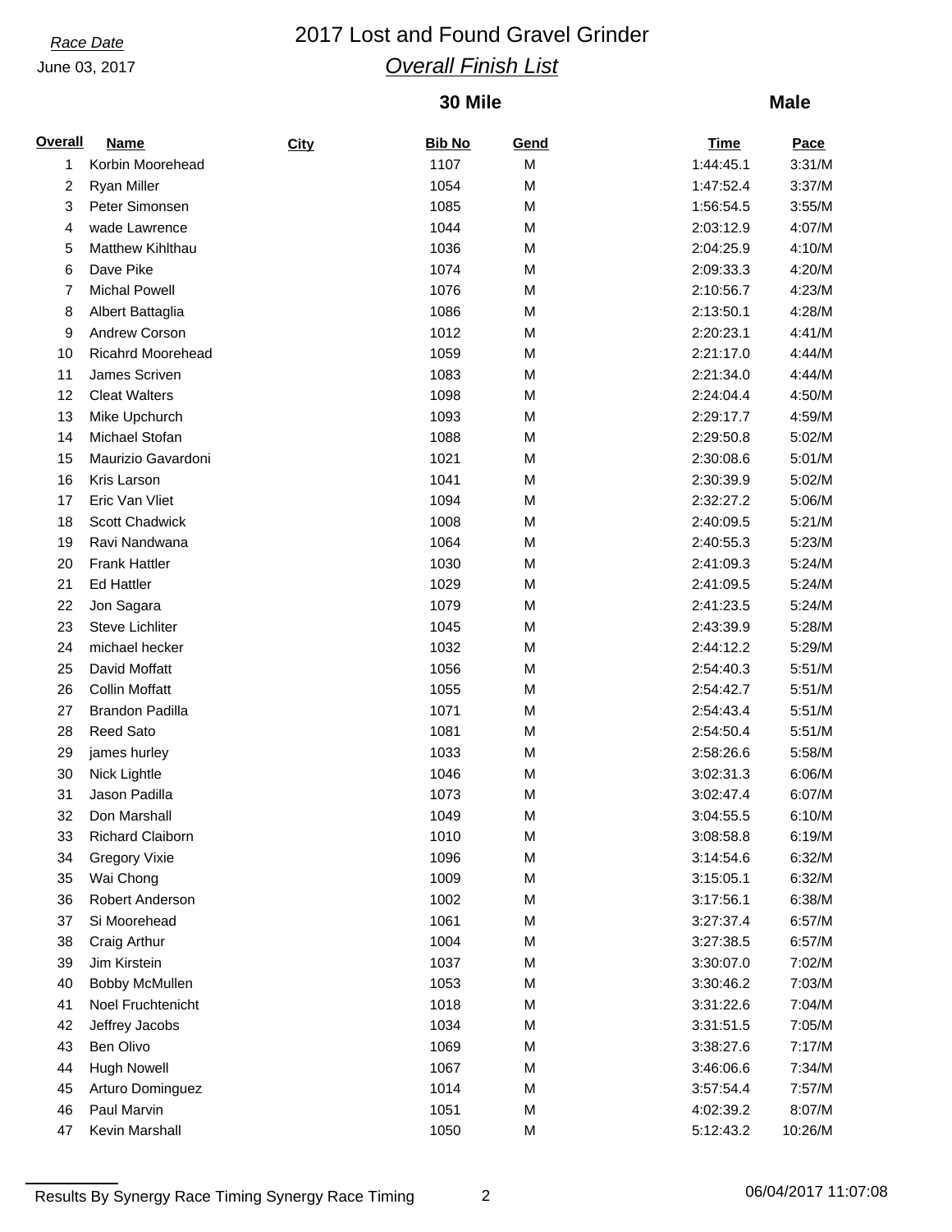*Race Date*

June 03, 2017

# 2017 Lost and Found Gravel Grinder

## *Overall Finish List*

### 30 Mile

### Male

| Overall | Name | City | Bib No | Gend | Time | Pace |
|---|---|---|---|---|---|---|
| 1 | Korbin Moorehead | | 1107 | M | 1:44:45.1 | 3:31/M |
| 2 | Ryan Miller | | 1054 | M | 1:47:52.4 | 3:37/M |
| 3 | Peter Simonsen | | 1085 | M | 1:56:54.5 | 3:55/M |
| 4 | wade Lawrence | | 1044 | M | 2:03:12.9 | 4:07/M |
| 5 | Matthew Kihlthau | | 1036 | M | 2:04:25.9 | 4:10/M |
| 6 | Dave Pike | | 1074 | M | 2:09:33.3 | 4:20/M |
| 7 | Michal Powell | | 1076 | M | 2:10:56.7 | 4:23/M |
| 8 | Albert Battaglia | | 1086 | M | 2:13:50.1 | 4:28/M |
| 9 | Andrew Corson | | 1012 | M | 2:20:23.1 | 4:41/M |
| 10 | Ricahrd Moorehead | | 1059 | M | 2:21:17.0 | 4:44/M |
| 11 | James Scriven | | 1083 | M | 2:21:34.0 | 4:44/M |
| 12 | Cleat Walters | | 1098 | M | 2:24:04.4 | 4:50/M |
| 13 | Mike Upchurch | | 1093 | M | 2:29:17.7 | 4:59/M |
| 14 | Michael Stofan | | 1088 | M | 2:29:50.8 | 5:02/M |
| 15 | Maurizio Gavardoni | | 1021 | M | 2:30:08.6 | 5:01/M |
| 16 | Kris Larson | | 1041 | M | 2:30:39.9 | 5:02/M |
| 17 | Eric Van Vliet | | 1094 | M | 2:32:27.2 | 5:06/M |
| 18 | Scott Chadwick | | 1008 | M | 2:40:09.5 | 5:21/M |
| 19 | Ravi Nandwana | | 1064 | M | 2:40:55.3 | 5:23/M |
| 20 | Frank Hattler | | 1030 | M | 2:41:09.3 | 5:24/M |
| 21 | Ed Hattler | | 1029 | M | 2:41:09.5 | 5:24/M |
| 22 | Jon Sagara | | 1079 | M | 2:41:23.5 | 5:24/M |
| 23 | Steve Lichliter | | 1045 | M | 2:43:39.9 | 5:28/M |
| 24 | michael hecker | | 1032 | M | 2:44:12.2 | 5:29/M |
| 25 | David Moffatt | | 1056 | M | 2:54:40.3 | 5:51/M |
| 26 | Collin Moffatt | | 1055 | M | 2:54:42.7 | 5:51/M |
| 27 | Brandon Padilla | | 1071 | M | 2:54:43.4 | 5:51/M |
| 28 | Reed Sato | | 1081 | M | 2:54:50.4 | 5:51/M |
| 29 | james hurley | | 1033 | M | 2:58:26.6 | 5:58/M |
| 30 | Nick Lightle | | 1046 | M | 3:02:31.3 | 6:06/M |
| 31 | Jason Padilla | | 1073 | M | 3:02:47.4 | 6:07/M |
| 32 | Don Marshall | | 1049 | M | 3:04:55.5 | 6:10/M |
| 33 | Richard Claiborn | | 1010 | M | 3:08:58.8 | 6:19/M |
| 34 | Gregory Vixie | | 1096 | M | 3:14:54.6 | 6:32/M |
| 35 | Wai Chong | | 1009 | M | 3:15:05.1 | 6:32/M |
| 36 | Robert Anderson | | 1002 | M | 3:17:56.1 | 6:38/M |
| 37 | Si Moorehead | | 1061 | M | 3:27:37.4 | 6:57/M |
| 38 | Craig Arthur | | 1004 | M | 3:27:38.5 | 6:57/M |
| 39 | Jim Kirstein | | 1037 | M | 3:30:07.0 | 7:02/M |
| 40 | Bobby McMullen | | 1053 | M | 3:30:46.2 | 7:03/M |
| 41 | Noel Fruchtenicht | | 1018 | M | 3:31:22.6 | 7:04/M |
| 42 | Jeffrey Jacobs | | 1034 | M | 3:31:51.5 | 7:05/M |
| 43 | Ben Olivo | | 1069 | M | 3:38:27.6 | 7:17/M |
| 44 | Hugh Nowell | | 1067 | M | 3:46:06.6 | 7:34/M |
| 45 | Arturo Dominguez | | 1014 | M | 3:57:54.4 | 7:57/M |
| 46 | Paul Marvin | | 1051 | M | 4:02:39.2 | 8:07/M |
| 47 | Kevin Marshall | | 1050 | M | 5:12:43.2 | 10:26/M |

Results By Synergy Race Timing Synergy Race Timing 06/04/2017 11:07:08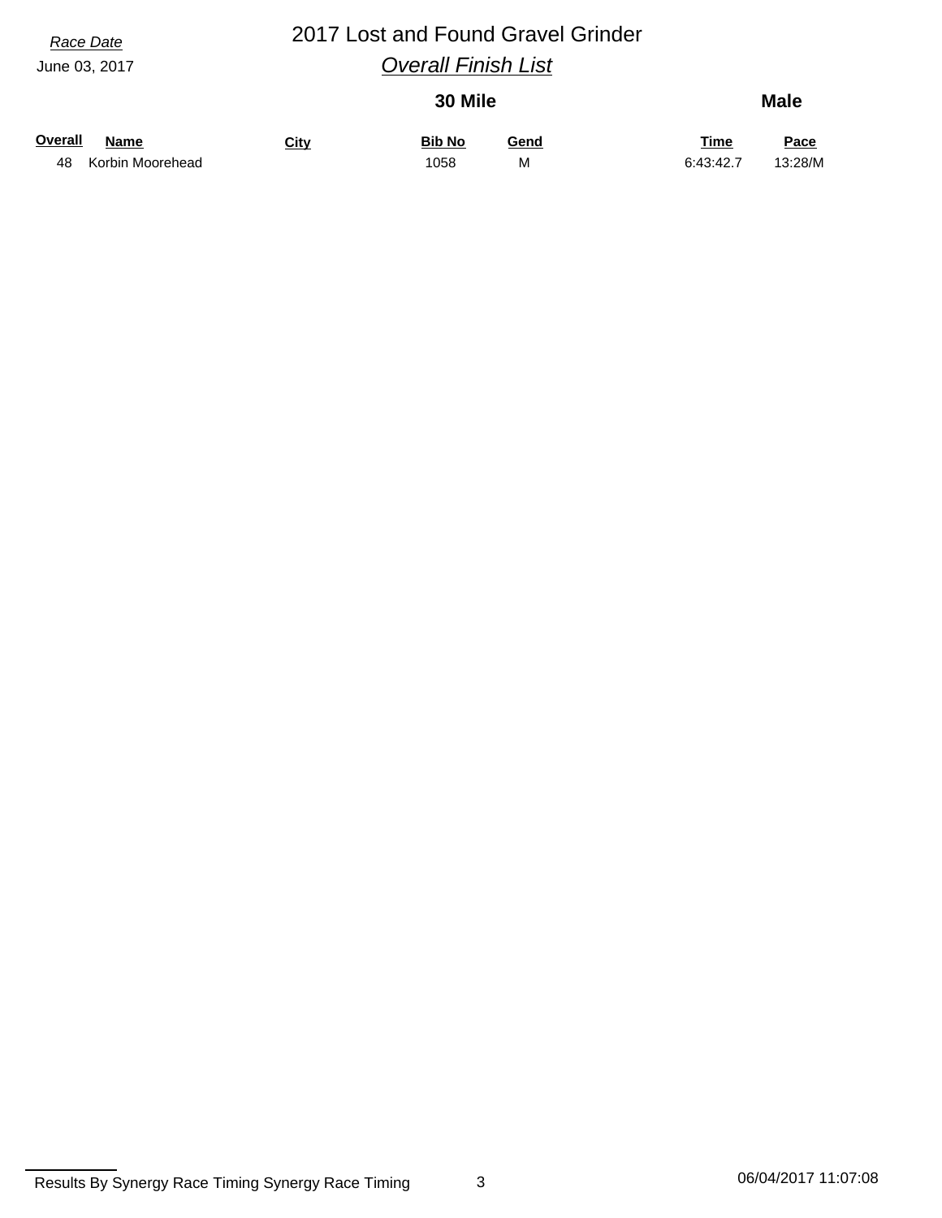*Race Date*

June 03, 2017

# 2017 Lost and Found Gravel Grinder

## *Overall Finish List*

### 30 Mile

### Male

| Overall | Name | City | Bib No | Gend | Time | Pace |
|---|---|---|---|---|---|---|
| 48 | Korbin Moorehead | | 1058 | M | 6:43:42.7 | 13:28/M |

Results By Synergy Race Timing Synergy Race Timing

06/04/2017 11:07:08